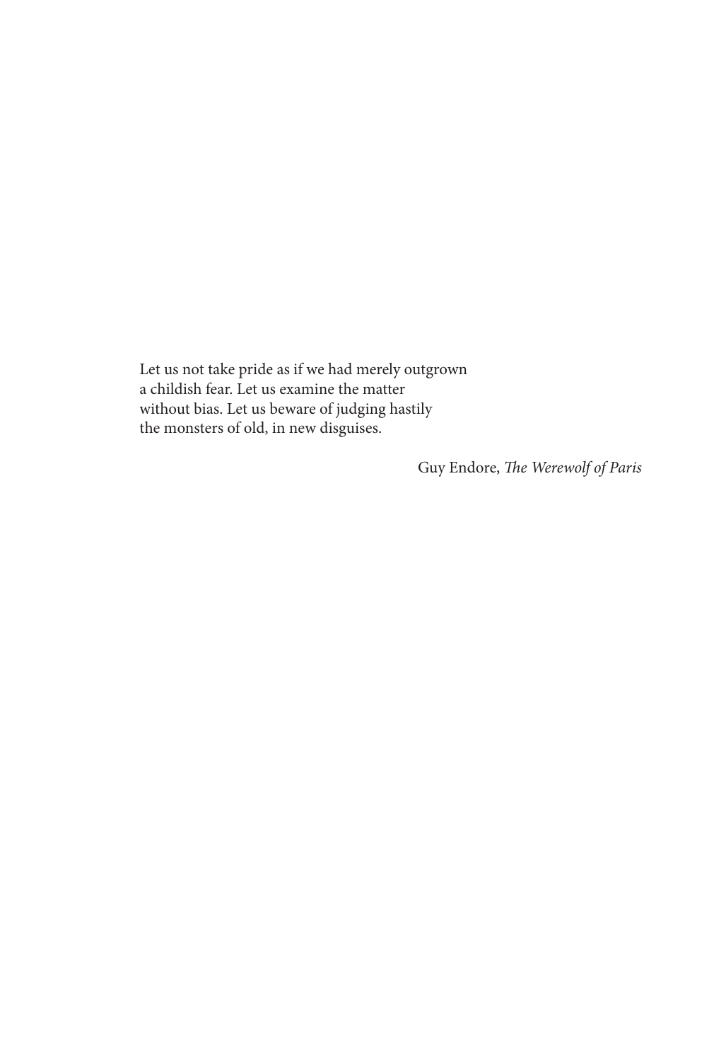Let us not take pride as if we had merely outgrown
a childish fear. Let us examine the matter
without bias. Let us beware of judging hastily
the monsters of old, in new disguises.

Guy Endore, *The Werewolf of Paris*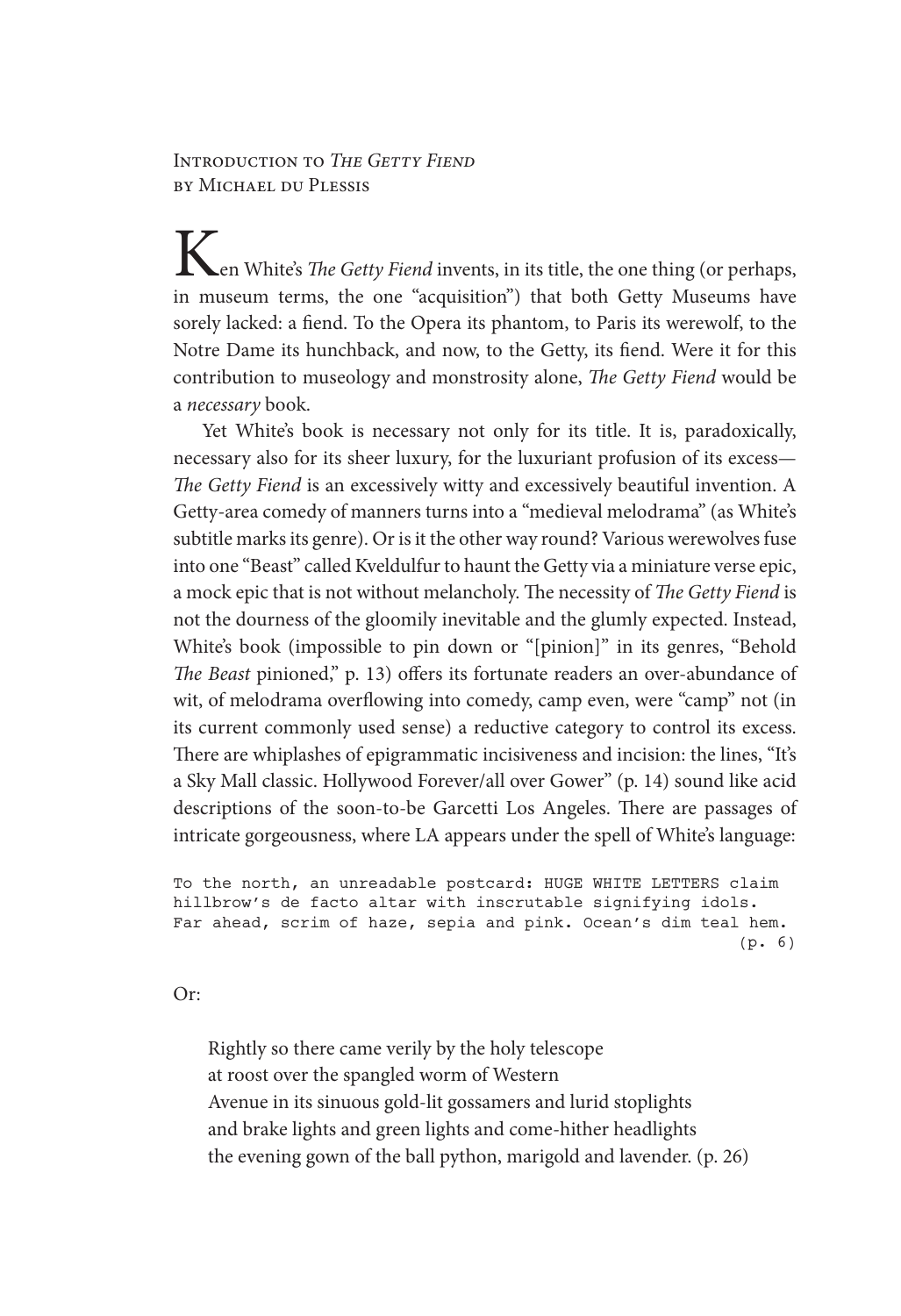## Introduction to *The Getty Fiend*
### by Michael du Plessis

Ken White's *The Getty Fiend* invents, in its title, the one thing (or perhaps, in museum terms, the one "acquisition") that both Getty Museums have sorely lacked: a fiend. To the Opera its phantom, to Paris its werewolf, to the Notre Dame its hunchback, and now, to the Getty, its fiend. Were it for this contribution to museology and monstrosity alone, *The Getty Fiend* would be a *necessary* book.

Yet White's book is necessary not only for its title. It is, paradoxically, necessary also for its sheer luxury, for the luxuriant profusion of its excess—*The Getty Fiend* is an excessively witty and excessively beautiful invention. A Getty-area comedy of manners turns into a "medieval melodrama" (as White's subtitle marks its genre). Or is it the other way round? Various werewolves fuse into one "Beast" called Kveldulfur to haunt the Getty via a miniature verse epic, a mock epic that is not without melancholy. The necessity of *The Getty Fiend* is not the dourness of the gloomily inevitable and the glumly expected. Instead, White's book (impossible to pin down or "[pinion]" in its genres, "Behold *The Beast* pinioned," p. 13) offers its fortunate readers an over-abundance of wit, of melodrama overflowing into comedy, camp even, were "camp" not (in its current commonly used sense) a reductive category to control its excess. There are whiplashes of epigrammatic incisiveness and incision: the lines, "It's a Sky Mall classic. Hollywood Forever/all over Gower" (p. 14) sound like acid descriptions of the soon-to-be Garcetti Los Angeles. There are passages of intricate gorgeousness, where LA appears under the spell of White's language:

```
To the north, an unreadable postcard: HUGE WHITE LETTERS claim
hillbrow's de facto altar with inscrutable signifying idols.
Far ahead, scrim of haze, sepia and pink. Ocean's dim teal hem.
                                                          (p. 6)
```

Or:

> Rightly so there came verily by the holy telescope
> at roost over the spangled worm of Western
> Avenue in its sinuous gold-lit gossamers and lurid stoplights
> and brake lights and green lights and come-hither headlights
> the evening gown of the ball python, marigold and lavender. (p. 26)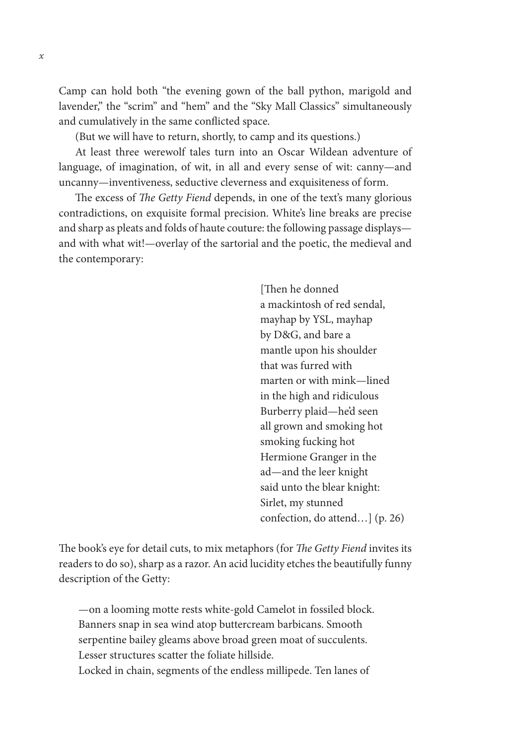Camp can hold both "the evening gown of the ball python, marigold and lavender," the "scrim" and "hem" and the "Sky Mall Classics" simultaneously and cumulatively in the same conflicted space.

(But we will have to return, shortly, to camp and its questions.)

At least three werewolf tales turn into an Oscar Wildean adventure of language, of imagination, of wit, in all and every sense of wit: canny—and uncanny—inventiveness, seductive cleverness and exquisiteness of form.

The excess of *The Getty Fiend* depends, in one of the text's many glorious contradictions, on exquisite formal precision. White's line breaks are precise and sharp as pleats and folds of haute couture: the following passage displays—and with what wit!—overlay of the sartorial and the poetic, the medieval and the contemporary:

> [Then he donned
> a mackintosh of red sendal,
> mayhap by YSL, mayhap
> by D&G, and bare a
> mantle upon his shoulder
> that was furred with
> marten or with mink—lined
> in the high and ridiculous
> Burberry plaid—he'd seen
> all grown and smoking hot
> smoking fucking hot
> Hermione Granger in the
> ad—and the leer knight
> said unto the blear knight:
> Sirlet, my stunned
> confection, do attend…] (p. 26)

The book's eye for detail cuts, to mix metaphors (for *The Getty Fiend* invites its readers to do so), sharp as a razor. An acid lucidity etches the beautifully funny description of the Getty:

> —on a looming motte rests white-gold Camelot in fossiled block.
> Banners snap in sea wind atop buttercream barbicans. Smooth
> serpentine bailey gleams above broad green moat of succulents.
> Lesser structures scatter the foliate hillside.
> Locked in chain, segments of the endless millipede. Ten lanes of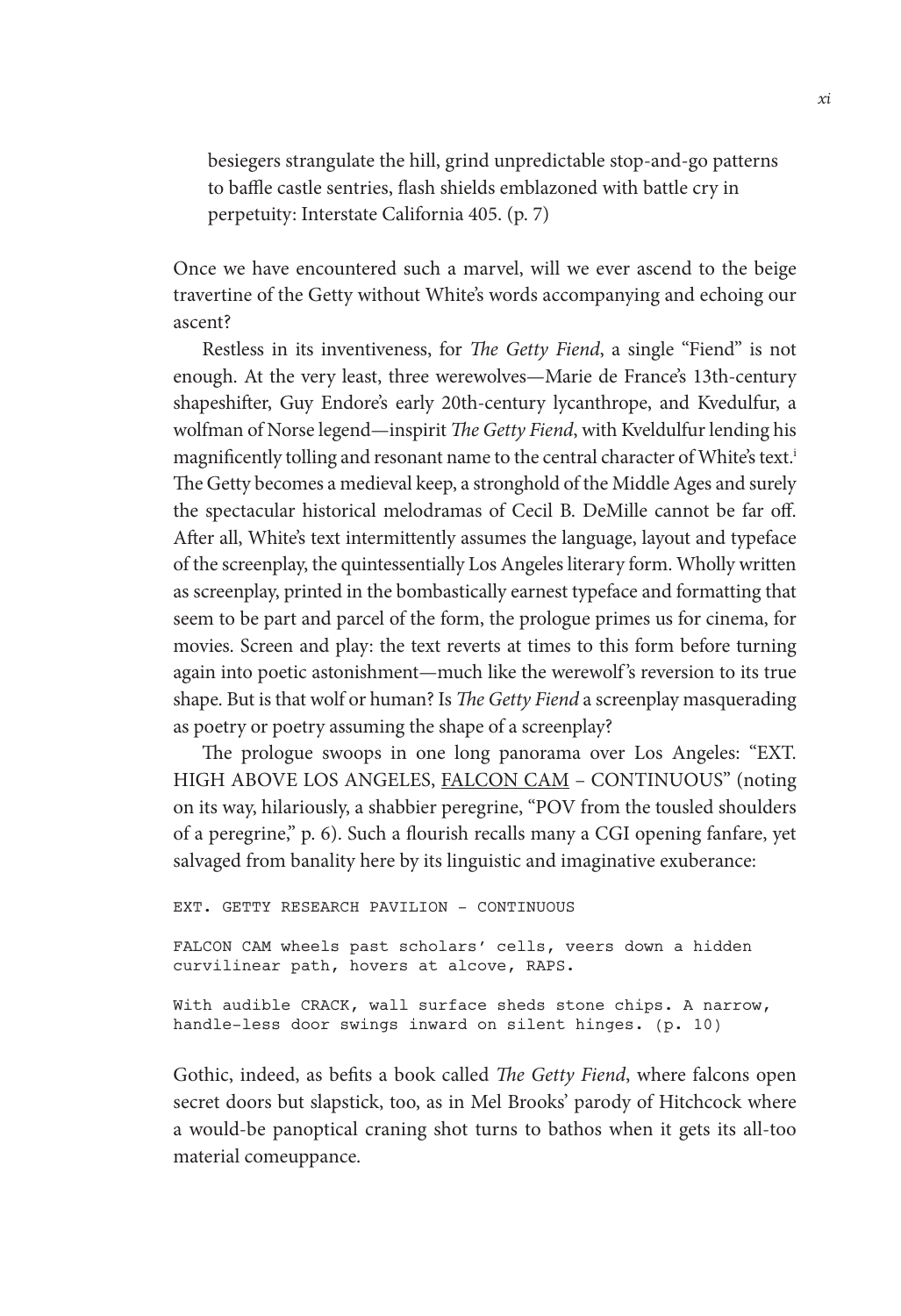> besiegers strangulate the hill, grind unpredictable stop-and-go patterns to baffle castle sentries, flash shields emblazoned with battle cry in perpetuity: Interstate California 405. (p. 7)

Once we have encountered such a marvel, will we ever ascend to the beige travertine of the Getty without White's words accompanying and echoing our ascent?

Restless in its inventiveness, for *The Getty Fiend*, a single "Fiend" is not enough. At the very least, three werewolves—Marie de France's 13th-century shapeshifter, Guy Endore's early 20th-century lycanthrope, and Kvedulfur, a wolfman of Norse legend—inspirit *The Getty Fiend*, with Kveldulfur lending his magnificently tolling and resonant name to the central character of White's text.[i] The Getty becomes a medieval keep, a stronghold of the Middle Ages and surely the spectacular historical melodramas of Cecil B. DeMille cannot be far off. After all, White's text intermittently assumes the language, layout and typeface of the screenplay, the quintessentially Los Angeles literary form. Wholly written as screenplay, printed in the bombastically earnest typeface and formatting that seem to be part and parcel of the form, the prologue primes us for cinema, for movies. Screen and play: the text reverts at times to this form before turning again into poetic astonishment—much like the werewolf's reversion to its true shape. But is that wolf or human? Is *The Getty Fiend* a screenplay masquerading as poetry or poetry assuming the shape of a screenplay?

The prologue swoops in one long panorama over Los Angeles: "EXT. HIGH ABOVE LOS ANGELES, <u>FALCON CAM</u> – CONTINUOUS" (noting on its way, hilariously, a shabbier peregrine, "POV from the tousled shoulders of a peregrine," p. 6). Such a flourish recalls many a CGI opening fanfare, yet salvaged from banality here by its linguistic and imaginative exuberance:

```
EXT. GETTY RESEARCH PAVILION – CONTINUOUS

FALCON CAM wheels past scholars' cells, veers down a hidden
curvilinear path, hovers at alcove, RAPS.

With audible CRACK, wall surface sheds stone chips. A narrow,
handle-less door swings inward on silent hinges. (p. 10)
```

Gothic, indeed, as befits a book called *The Getty Fiend*, where falcons open secret doors but slapstick, too, as in Mel Brooks' parody of Hitchcock where a would-be panoptical craning shot turns to bathos when it gets its all-too material comeuppance.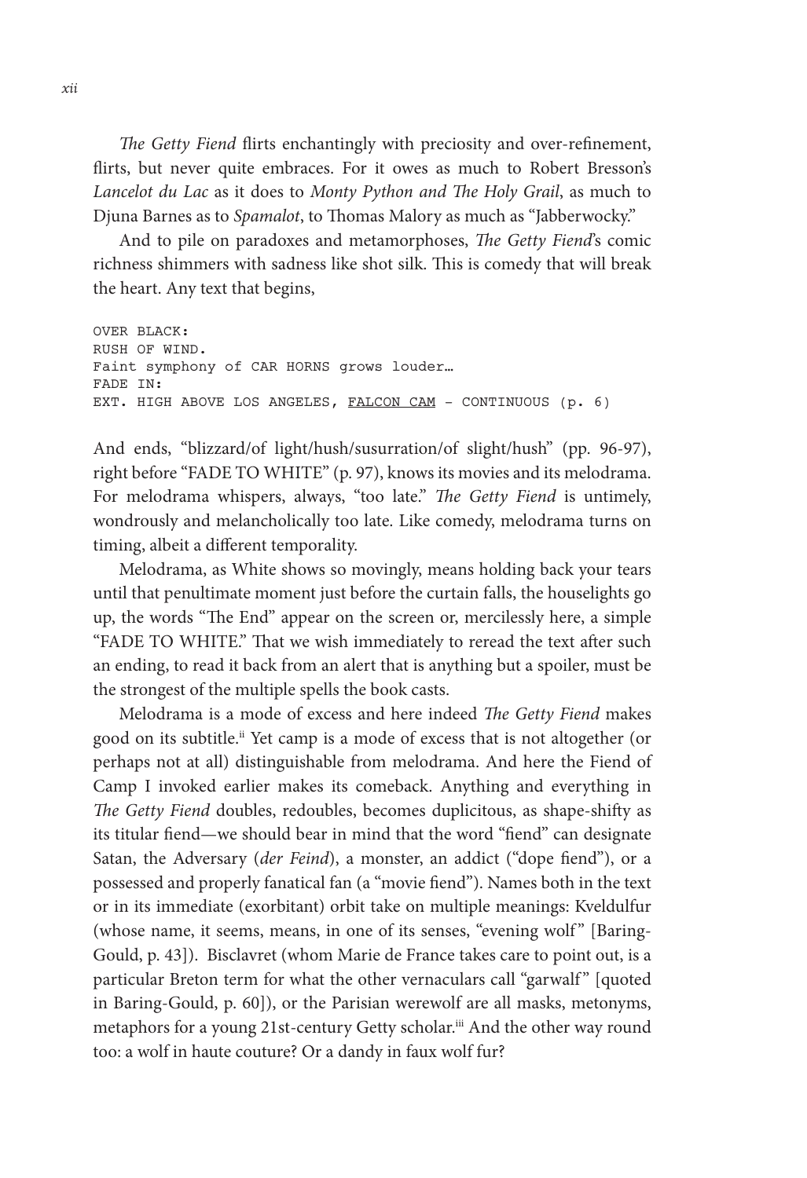*The Getty Fiend* flirts enchantingly with preciosity and over-refinement, flirts, but never quite embraces. For it owes as much to Robert Bresson's *Lancelot du Lac* as it does to *Monty Python and The Holy Grail*, as much to Djuna Barnes as to *Spamalot*, to Thomas Malory as much as "Jabberwocky."

And to pile on paradoxes and metamorphoses, *The Getty Fiend*'s comic richness shimmers with sadness like shot silk. This is comedy that will break the heart. Any text that begins,

```
OVER BLACK:
RUSH OF WIND.
Faint symphony of CAR HORNS grows louder…
FADE IN:
EXT. HIGH ABOVE LOS ANGELES, FALCON CAM – CONTINUOUS (p. 6)
```

And ends, "blizzard/of light/hush/susurration/of slight/hush" (pp. 96-97), right before "FADE TO WHITE" (p. 97), knows its movies and its melodrama. For melodrama whispers, always, "too late." *The Getty Fiend* is untimely, wondrously and melancholically too late. Like comedy, melodrama turns on timing, albeit a different temporality.

Melodrama, as White shows so movingly, means holding back your tears until that penultimate moment just before the curtain falls, the houselights go up, the words "The End" appear on the screen or, mercilessly here, a simple "FADE TO WHITE." That we wish immediately to reread the text after such an ending, to read it back from an alert that is anything but a spoiler, must be the strongest of the multiple spells the book casts.

Melodrama is a mode of excess and here indeed *The Getty Fiend* makes good on its subtitle.[ii] Yet camp is a mode of excess that is not altogether (or perhaps not at all) distinguishable from melodrama. And here the Fiend of Camp I invoked earlier makes its comeback. Anything and everything in *The Getty Fiend* doubles, redoubles, becomes duplicitous, as shape-shifty as its titular fiend—we should bear in mind that the word "fiend" can designate Satan, the Adversary (*der Feind*), a monster, an addict ("dope fiend"), or a possessed and properly fanatical fan (a "movie fiend"). Names both in the text or in its immediate (exorbitant) orbit take on multiple meanings: Kveldulfur (whose name, it seems, means, in one of its senses, "evening wolf" [Baring-Gould, p. 43]). Bisclavret (whom Marie de France takes care to point out, is a particular Breton term for what the other vernaculars call "garwalf" [quoted in Baring-Gould, p. 60]), or the Parisian werewolf are all masks, metonyms, metaphors for a young 21st-century Getty scholar.[iii] And the other way round too: a wolf in haute couture? Or a dandy in faux wolf fur?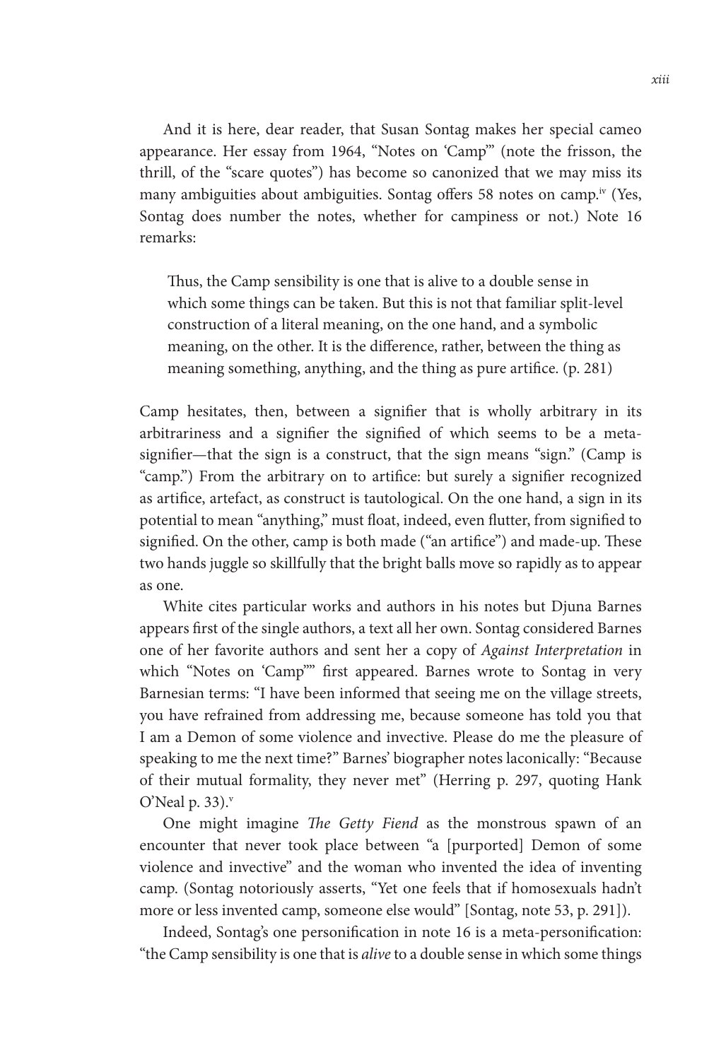And it is here, dear reader, that Susan Sontag makes her special cameo appearance. Her essay from 1964, "Notes on 'Camp'" (note the frisson, the thrill, of the "scare quotes") has become so canonized that we may miss its many ambiguities about ambiguities. Sontag offers 58 notes on camp.[iv] (Yes, Sontag does number the notes, whether for campiness or not.) Note 16 remarks:

> Thus, the Camp sensibility is one that is alive to a double sense in which some things can be taken. But this is not that familiar split-level construction of a literal meaning, on the one hand, and a symbolic meaning, on the other. It is the difference, rather, between the thing as meaning something, anything, and the thing as pure artifice. (p. 281)

Camp hesitates, then, between a signifier that is wholly arbitrary in its arbitrariness and a signifier the signified of which seems to be a meta-signifier—that the sign is a construct, that the sign means "sign." (Camp is "camp.") From the arbitrary on to artifice: but surely a signifier recognized as artifice, artefact, as construct is tautological. On the one hand, a sign in its potential to mean "anything," must float, indeed, even flutter, from signified to signified. On the other, camp is both made ("an artifice") and made-up. These two hands juggle so skillfully that the bright balls move so rapidly as to appear as one.

White cites particular works and authors in his notes but Djuna Barnes appears first of the single authors, a text all her own. Sontag considered Barnes one of her favorite authors and sent her a copy of *Against Interpretation* in which "Notes on 'Camp'" first appeared. Barnes wrote to Sontag in very Barnesian terms: "I have been informed that seeing me on the village streets, you have refrained from addressing me, because someone has told you that I am a Demon of some violence and invective. Please do me the pleasure of speaking to me the next time?" Barnes' biographer notes laconically: "Because of their mutual formality, they never met" (Herring p. 297, quoting Hank O'Neal p. 33).[v]

One might imagine *The Getty Fiend* as the monstrous spawn of an encounter that never took place between "a [purported] Demon of some violence and invective" and the woman who invented the idea of inventing camp. (Sontag notoriously asserts, "Yet one feels that if homosexuals hadn't more or less invented camp, someone else would" [Sontag, note 53, p. 291]).

Indeed, Sontag's one personification in note 16 is a meta-personification: "the Camp sensibility is one that is *alive* to a double sense in which some things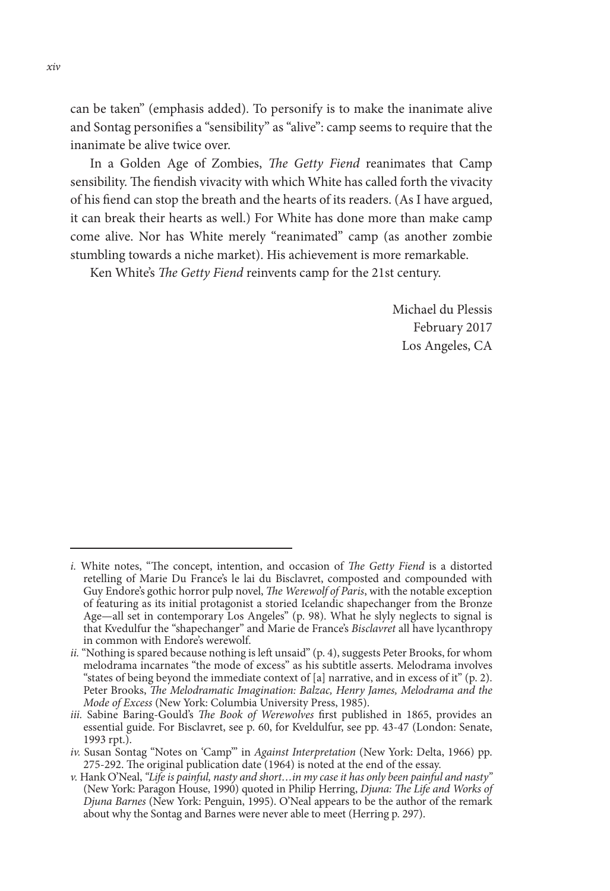can be taken" (emphasis added). To personify is to make the inanimate alive and Sontag personifies a "sensibility" as "alive": camp seems to require that the inanimate be alive twice over.

In a Golden Age of Zombies, *The Getty Fiend* reanimates that Camp sensibility. The fiendish vivacity with which White has called forth the vivacity of his fiend can stop the breath and the hearts of its readers. (As I have argued, it can break their hearts as well.) For White has done more than make camp come alive. Nor has White merely "reanimated" camp (as another zombie stumbling towards a niche market). His achievement is more remarkable.

Ken White's *The Getty Fiend* reinvents camp for the 21st century.

Michael du Plessis
February 2017
Los Angeles, CA

---

*i.* White notes, "The concept, intention, and occasion of *The Getty Fiend* is a distorted retelling of Marie Du France's le lai du Bisclavret, composted and compounded with Guy Endore's gothic horror pulp novel, *The Werewolf of Paris*, with the notable exception of featuring as its initial protagonist a storied Icelandic shapechanger from the Bronze Age—all set in contemporary Los Angeles" (p. 98). What he slyly neglects to signal is that Kvedulfur the "shapechanger" and Marie de France's *Bisclavret* all have lycanthropy in common with Endore's werewolf.

*ii.* "Nothing is spared because nothing is left unsaid" (p. 4), suggests Peter Brooks, for whom melodrama incarnates "the mode of excess" as his subtitle asserts. Melodrama involves "states of being beyond the immediate context of [a] narrative, and in excess of it" (p. 2). Peter Brooks, *The Melodramatic Imagination: Balzac, Henry James, Melodrama and the Mode of Excess* (New York: Columbia University Press, 1985).

*iii.* Sabine Baring-Gould's *The Book of Werewolves* first published in 1865, provides an essential guide. For Bisclavret, see p. 60, for Kveldulfur, see pp. 43-47 (London: Senate, 1993 rpt.).

*iv.* Susan Sontag "Notes on 'Camp'" in *Against Interpretation* (New York: Delta, 1966) pp. 275-292. The original publication date (1964) is noted at the end of the essay.

*v.* Hank O'Neal, *"Life is painful, nasty and short…in my case it has only been painful and nasty"* (New York: Paragon House, 1990) quoted in Philip Herring, *Djuna: The Life and Works of Djuna Barnes* (New York: Penguin, 1995). O'Neal appears to be the author of the remark about why the Sontag and Barnes were never able to meet (Herring p. 297).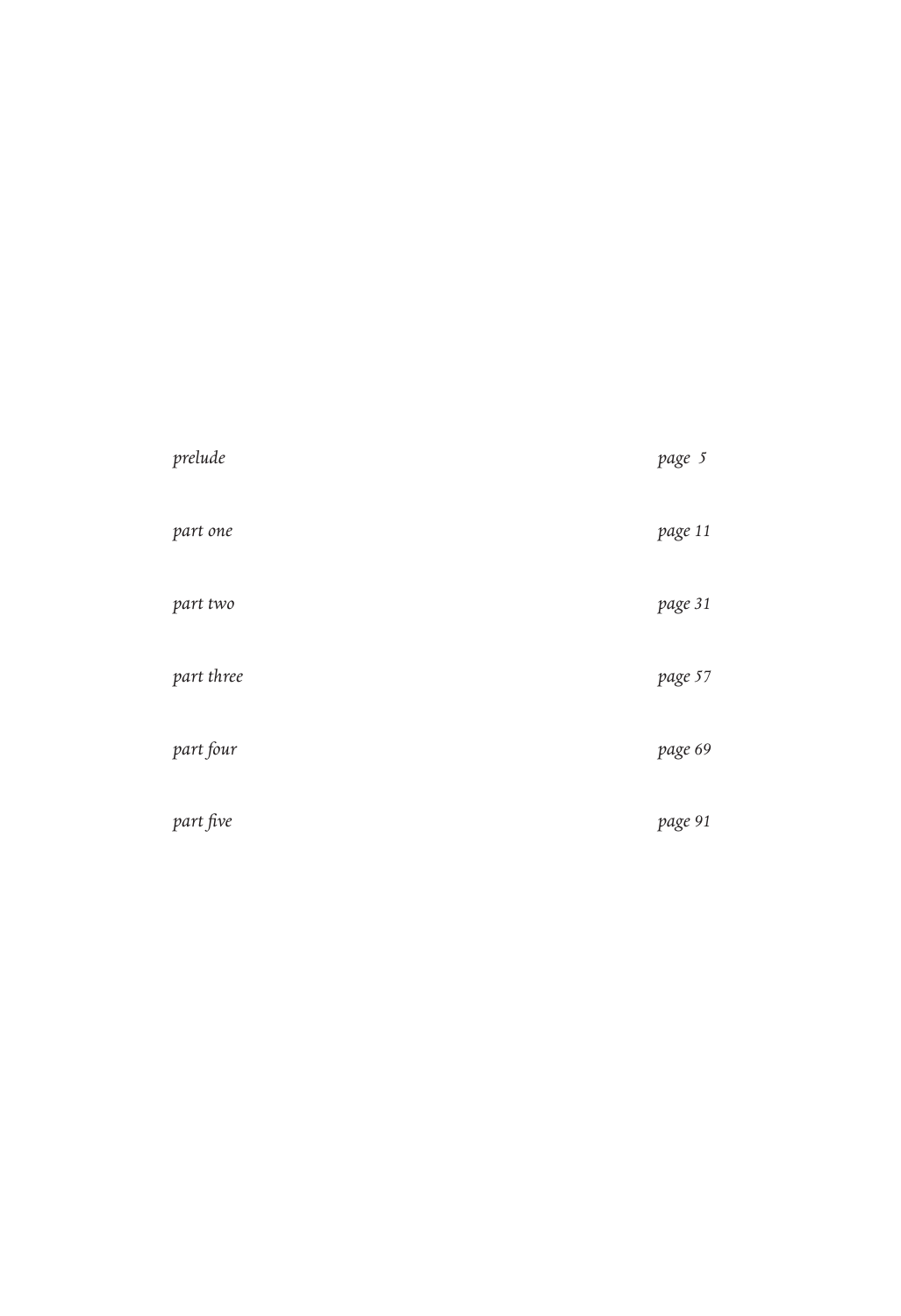| | |
|---|---|
| *prelude* | *page 5* |
| *part one* | *page 11* |
| *part two* | *page 31* |
| *part three* | *page 57* |
| *part four* | *page 69* |
| *part five* | *page 91* |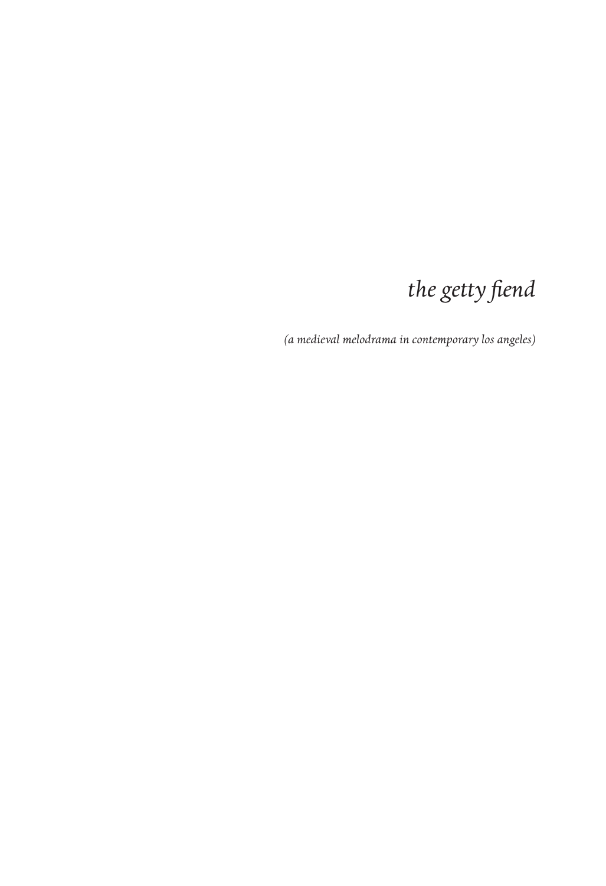# *the getty fiend*

*(a medieval melodrama in contemporary los angeles)*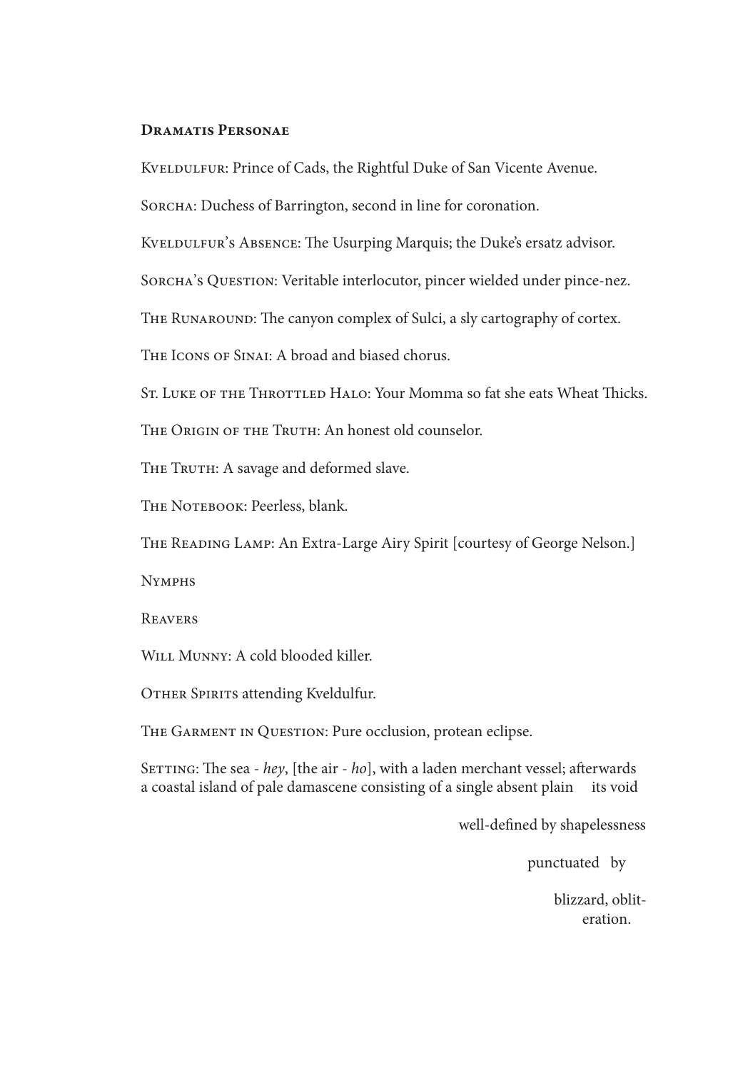**Dramatis Personae**

Kveldulfur: Prince of Cads, the Rightful Duke of San Vicente Avenue.

Sorcha: Duchess of Barrington, second in line for coronation.

Kveldulfur's Absence: The Usurping Marquis; the Duke's ersatz advisor.

Sorcha's Question: Veritable interlocutor, pincer wielded under pince-nez.

The Runaround: The canyon complex of Sulci, a sly cartography of cortex.

The Icons of Sinai: A broad and biased chorus.

St. Luke of the Throttled Halo: Your Momma so fat she eats Wheat Thicks.

The Origin of the Truth: An honest old counselor.

The Truth: A savage and deformed slave.

The Notebook: Peerless, blank.

The Reading Lamp: An Extra-Large Airy Spirit [courtesy of George Nelson.]

Nymphs

Reavers

Will Munny: A cold blooded killer.

Other Spirits attending Kveldulfur.

The Garment in Question: Pure occlusion, protean eclipse.

Setting: The sea - *hey*, [the air - *ho*], with a laden merchant vessel; afterwards a coastal island of pale damascene consisting of a single absent plain     its void

well-defined by shapelessness

punctuated   by

blizzard, oblit-
eration.